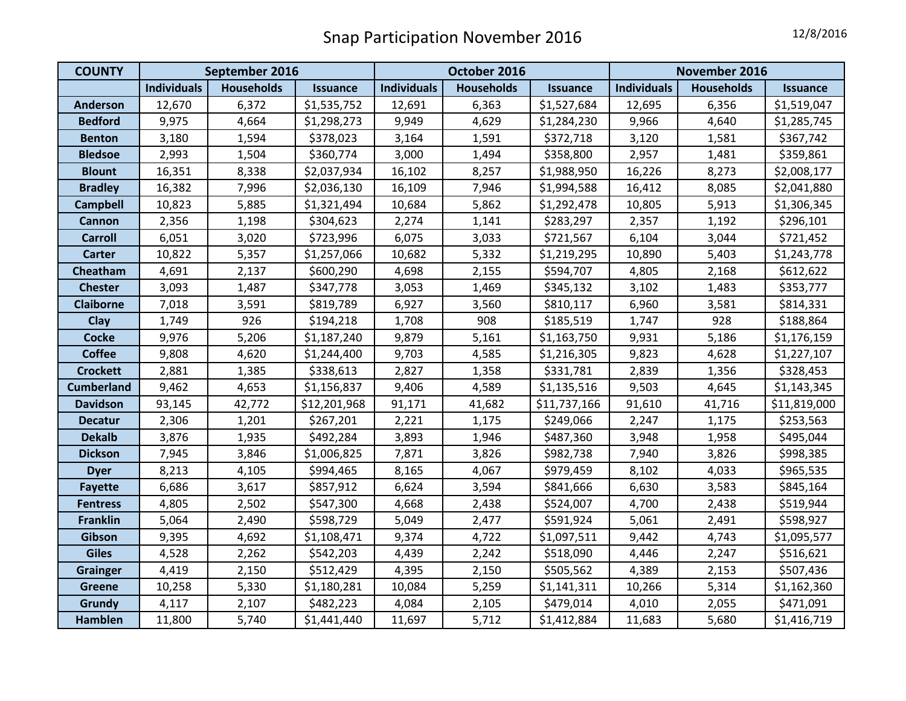# Snap Participation November 2016

12/8/2016

| COUNTY | September 2016 | | | October 2016 | | | November 2016 | | |
|---|---|---|---|---|---|---|---|---|---|
| | Individuals | Households | Issuance | Individuals | Households | Issuance | Individuals | Households | Issuance |
| Anderson | 12,670 | 6,372 | $1,535,752 | 12,691 | 6,363 | $1,527,684 | 12,695 | 6,356 | $1,519,047 |
| Bedford | 9,975 | 4,664 | $1,298,273 | 9,949 | 4,629 | $1,284,230 | 9,966 | 4,640 | $1,285,745 |
| Benton | 3,180 | 1,594 | $378,023 | 3,164 | 1,591 | $372,718 | 3,120 | 1,581 | $367,742 |
| Bledsoe | 2,993 | 1,504 | $360,774 | 3,000 | 1,494 | $358,800 | 2,957 | 1,481 | $359,861 |
| Blount | 16,351 | 8,338 | $2,037,934 | 16,102 | 8,257 | $1,988,950 | 16,226 | 8,273 | $2,008,177 |
| Bradley | 16,382 | 7,996 | $2,036,130 | 16,109 | 7,946 | $1,994,588 | 16,412 | 8,085 | $2,041,880 |
| Campbell | 10,823 | 5,885 | $1,321,494 | 10,684 | 5,862 | $1,292,478 | 10,805 | 5,913 | $1,306,345 |
| Cannon | 2,356 | 1,198 | $304,623 | 2,274 | 1,141 | $283,297 | 2,357 | 1,192 | $296,101 |
| Carroll | 6,051 | 3,020 | $723,996 | 6,075 | 3,033 | $721,567 | 6,104 | 3,044 | $721,452 |
| Carter | 10,822 | 5,357 | $1,257,066 | 10,682 | 5,332 | $1,219,295 | 10,890 | 5,403 | $1,243,778 |
| Cheatham | 4,691 | 2,137 | $600,290 | 4,698 | 2,155 | $594,707 | 4,805 | 2,168 | $612,622 |
| Chester | 3,093 | 1,487 | $347,778 | 3,053 | 1,469 | $345,132 | 3,102 | 1,483 | $353,777 |
| Claiborne | 7,018 | 3,591 | $819,789 | 6,927 | 3,560 | $810,117 | 6,960 | 3,581 | $814,331 |
| Clay | 1,749 | 926 | $194,218 | 1,708 | 908 | $185,519 | 1,747 | 928 | $188,864 |
| Cocke | 9,976 | 5,206 | $1,187,240 | 9,879 | 5,161 | $1,163,750 | 9,931 | 5,186 | $1,176,159 |
| Coffee | 9,808 | 4,620 | $1,244,400 | 9,703 | 4,585 | $1,216,305 | 9,823 | 4,628 | $1,227,107 |
| Crockett | 2,881 | 1,385 | $338,613 | 2,827 | 1,358 | $331,781 | 2,839 | 1,356 | $328,453 |
| Cumberland | 9,462 | 4,653 | $1,156,837 | 9,406 | 4,589 | $1,135,516 | 9,503 | 4,645 | $1,143,345 |
| Davidson | 93,145 | 42,772 | $12,201,968 | 91,171 | 41,682 | $11,737,166 | 91,610 | 41,716 | $11,819,000 |
| Decatur | 2,306 | 1,201 | $267,201 | 2,221 | 1,175 | $249,066 | 2,247 | 1,175 | $253,563 |
| Dekalb | 3,876 | 1,935 | $492,284 | 3,893 | 1,946 | $487,360 | 3,948 | 1,958 | $495,044 |
| Dickson | 7,945 | 3,846 | $1,006,825 | 7,871 | 3,826 | $982,738 | 7,940 | 3,826 | $998,385 |
| Dyer | 8,213 | 4,105 | $994,465 | 8,165 | 4,067 | $979,459 | 8,102 | 4,033 | $965,535 |
| Fayette | 6,686 | 3,617 | $857,912 | 6,624 | 3,594 | $841,666 | 6,630 | 3,583 | $845,164 |
| Fentress | 4,805 | 2,502 | $547,300 | 4,668 | 2,438 | $524,007 | 4,700 | 2,438 | $519,944 |
| Franklin | 5,064 | 2,490 | $598,729 | 5,049 | 2,477 | $591,924 | 5,061 | 2,491 | $598,927 |
| Gibson | 9,395 | 4,692 | $1,108,471 | 9,374 | 4,722 | $1,097,511 | 9,442 | 4,743 | $1,095,577 |
| Giles | 4,528 | 2,262 | $542,203 | 4,439 | 2,242 | $518,090 | 4,446 | 2,247 | $516,621 |
| Grainger | 4,419 | 2,150 | $512,429 | 4,395 | 2,150 | $505,562 | 4,389 | 2,153 | $507,436 |
| Greene | 10,258 | 5,330 | $1,180,281 | 10,084 | 5,259 | $1,141,311 | 10,266 | 5,314 | $1,162,360 |
| Grundy | 4,117 | 2,107 | $482,223 | 4,084 | 2,105 | $479,014 | 4,010 | 2,055 | $471,091 |
| Hamblen | 11,800 | 5,740 | $1,441,440 | 11,697 | 5,712 | $1,412,884 | 11,683 | 5,680 | $1,416,719 |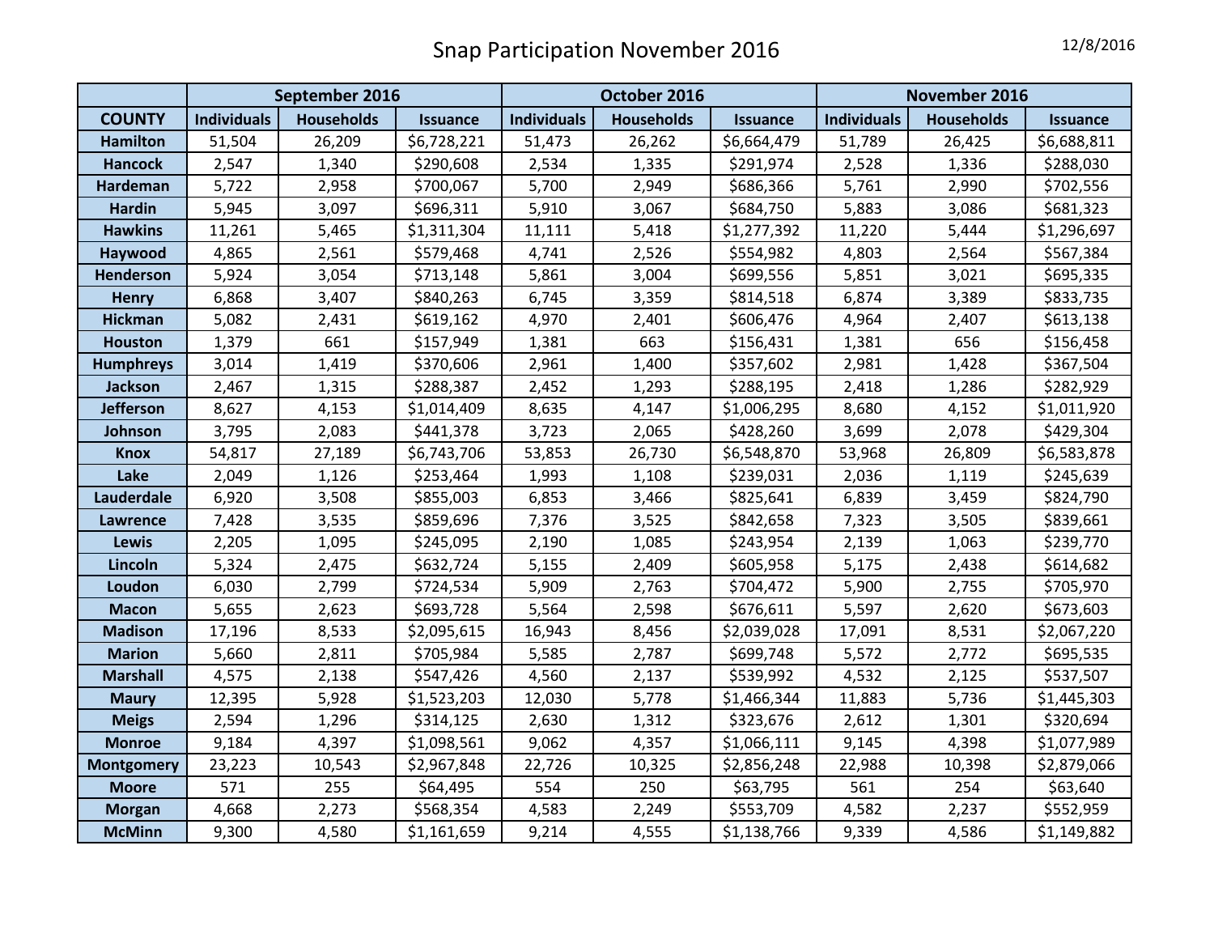# Snap Participation November 2016

12/8/2016

| COUNTY | September 2016 | | | October 2016 | | | November 2016 | | |
|---|---|---|---|---|---|---|---|---|---|
| | Individuals | Households | Issuance | Individuals | Households | Issuance | Individuals | Households | Issuance |
| Hamilton | 51,504 | 26,209 | $6,728,221 | 51,473 | 26,262 | $6,664,479 | 51,789 | 26,425 | $6,688,811 |
| Hancock | 2,547 | 1,340 | $290,608 | 2,534 | 1,335 | $291,974 | 2,528 | 1,336 | $288,030 |
| Hardeman | 5,722 | 2,958 | $700,067 | 5,700 | 2,949 | $686,366 | 5,761 | 2,990 | $702,556 |
| Hardin | 5,945 | 3,097 | $696,311 | 5,910 | 3,067 | $684,750 | 5,883 | 3,086 | $681,323 |
| Hawkins | 11,261 | 5,465 | $1,311,304 | 11,111 | 5,418 | $1,277,392 | 11,220 | 5,444 | $1,296,697 |
| Haywood | 4,865 | 2,561 | $579,468 | 4,741 | 2,526 | $554,982 | 4,803 | 2,564 | $567,384 |
| Henderson | 5,924 | 3,054 | $713,148 | 5,861 | 3,004 | $699,556 | 5,851 | 3,021 | $695,335 |
| Henry | 6,868 | 3,407 | $840,263 | 6,745 | 3,359 | $814,518 | 6,874 | 3,389 | $833,735 |
| Hickman | 5,082 | 2,431 | $619,162 | 4,970 | 2,401 | $606,476 | 4,964 | 2,407 | $613,138 |
| Houston | 1,379 | 661 | $157,949 | 1,381 | 663 | $156,431 | 1,381 | 656 | $156,458 |
| Humphreys | 3,014 | 1,419 | $370,606 | 2,961 | 1,400 | $357,602 | 2,981 | 1,428 | $367,504 |
| Jackson | 2,467 | 1,315 | $288,387 | 2,452 | 1,293 | $288,195 | 2,418 | 1,286 | $282,929 |
| Jefferson | 8,627 | 4,153 | $1,014,409 | 8,635 | 4,147 | $1,006,295 | 8,680 | 4,152 | $1,011,920 |
| Johnson | 3,795 | 2,083 | $441,378 | 3,723 | 2,065 | $428,260 | 3,699 | 2,078 | $429,304 |
| Knox | 54,817 | 27,189 | $6,743,706 | 53,853 | 26,730 | $6,548,870 | 53,968 | 26,809 | $6,583,878 |
| Lake | 2,049 | 1,126 | $253,464 | 1,993 | 1,108 | $239,031 | 2,036 | 1,119 | $245,639 |
| Lauderdale | 6,920 | 3,508 | $855,003 | 6,853 | 3,466 | $825,641 | 6,839 | 3,459 | $824,790 |
| Lawrence | 7,428 | 3,535 | $859,696 | 7,376 | 3,525 | $842,658 | 7,323 | 3,505 | $839,661 |
| Lewis | 2,205 | 1,095 | $245,095 | 2,190 | 1,085 | $243,954 | 2,139 | 1,063 | $239,770 |
| Lincoln | 5,324 | 2,475 | $632,724 | 5,155 | 2,409 | $605,958 | 5,175 | 2,438 | $614,682 |
| Loudon | 6,030 | 2,799 | $724,534 | 5,909 | 2,763 | $704,472 | 5,900 | 2,755 | $705,970 |
| Macon | 5,655 | 2,623 | $693,728 | 5,564 | 2,598 | $676,611 | 5,597 | 2,620 | $673,603 |
| Madison | 17,196 | 8,533 | $2,095,615 | 16,943 | 8,456 | $2,039,028 | 17,091 | 8,531 | $2,067,220 |
| Marion | 5,660 | 2,811 | $705,984 | 5,585 | 2,787 | $699,748 | 5,572 | 2,772 | $695,535 |
| Marshall | 4,575 | 2,138 | $547,426 | 4,560 | 2,137 | $539,992 | 4,532 | 2,125 | $537,507 |
| Maury | 12,395 | 5,928 | $1,523,203 | 12,030 | 5,778 | $1,466,344 | 11,883 | 5,736 | $1,445,303 |
| Meigs | 2,594 | 1,296 | $314,125 | 2,630 | 1,312 | $323,676 | 2,612 | 1,301 | $320,694 |
| Monroe | 9,184 | 4,397 | $1,098,561 | 9,062 | 4,357 | $1,066,111 | 9,145 | 4,398 | $1,077,989 |
| Montgomery | 23,223 | 10,543 | $2,967,848 | 22,726 | 10,325 | $2,856,248 | 22,988 | 10,398 | $2,879,066 |
| Moore | 571 | 255 | $64,495 | 554 | 250 | $63,795 | 561 | 254 | $63,640 |
| Morgan | 4,668 | 2,273 | $568,354 | 4,583 | 2,249 | $553,709 | 4,582 | 2,237 | $552,959 |
| McMinn | 9,300 | 4,580 | $1,161,659 | 9,214 | 4,555 | $1,138,766 | 9,339 | 4,586 | $1,149,882 |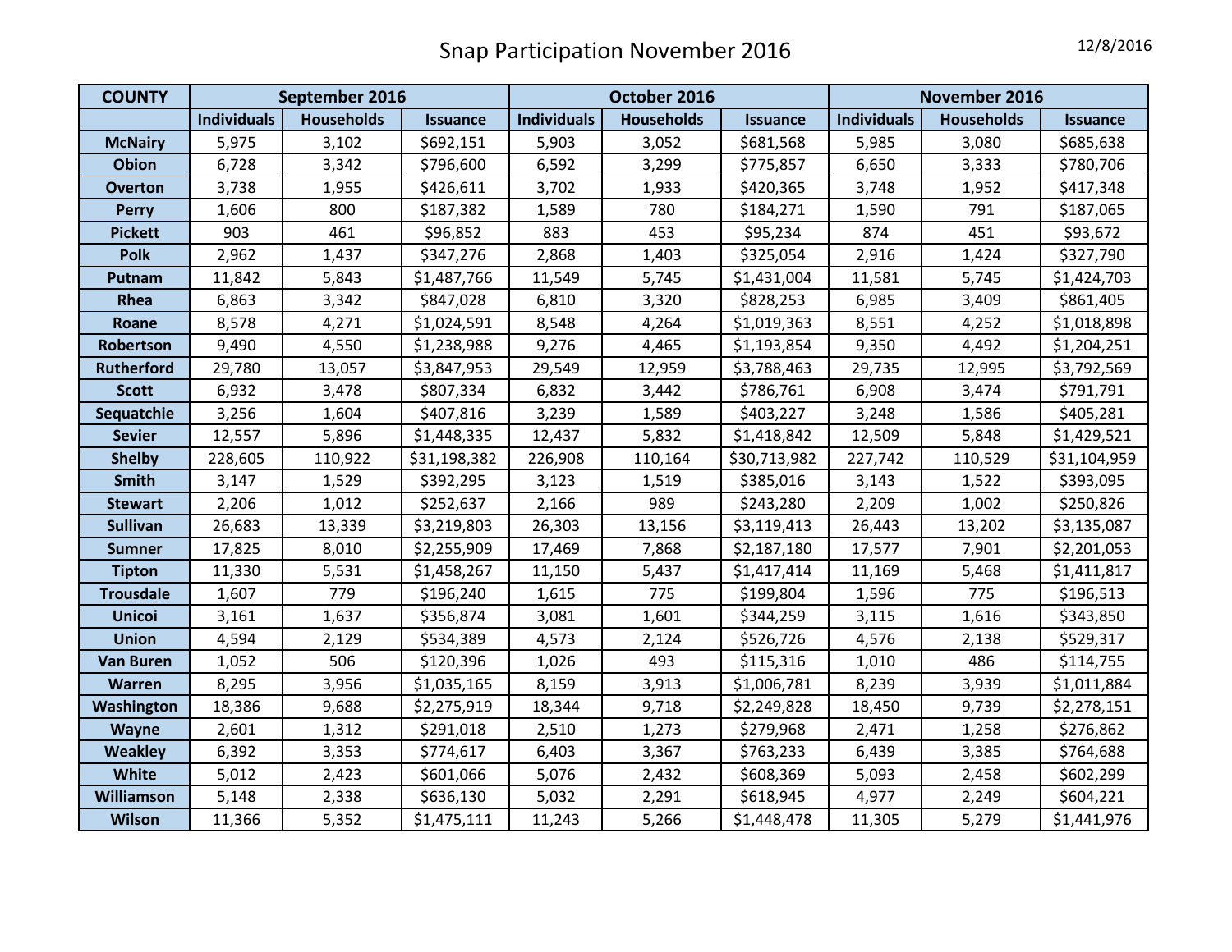# Snap Participation November 2016

12/8/2016

| COUNTY | September 2016 | | | October 2016 | | | November 2016 | | |
|---|---|---|---|---|---|---|---|---|---|
| | Individuals | Households | Issuance | Individuals | Households | Issuance | Individuals | Households | Issuance |
| McNairy | 5,975 | 3,102 | $692,151 | 5,903 | 3,052 | $681,568 | 5,985 | 3,080 | $685,638 |
| Obion | 6,728 | 3,342 | $796,600 | 6,592 | 3,299 | $775,857 | 6,650 | 3,333 | $780,706 |
| Overton | 3,738 | 1,955 | $426,611 | 3,702 | 1,933 | $420,365 | 3,748 | 1,952 | $417,348 |
| Perry | 1,606 | 800 | $187,382 | 1,589 | 780 | $184,271 | 1,590 | 791 | $187,065 |
| Pickett | 903 | 461 | $96,852 | 883 | 453 | $95,234 | 874 | 451 | $93,672 |
| Polk | 2,962 | 1,437 | $347,276 | 2,868 | 1,403 | $325,054 | 2,916 | 1,424 | $327,790 |
| Putnam | 11,842 | 5,843 | $1,487,766 | 11,549 | 5,745 | $1,431,004 | 11,581 | 5,745 | $1,424,703 |
| Rhea | 6,863 | 3,342 | $847,028 | 6,810 | 3,320 | $828,253 | 6,985 | 3,409 | $861,405 |
| Roane | 8,578 | 4,271 | $1,024,591 | 8,548 | 4,264 | $1,019,363 | 8,551 | 4,252 | $1,018,898 |
| Robertson | 9,490 | 4,550 | $1,238,988 | 9,276 | 4,465 | $1,193,854 | 9,350 | 4,492 | $1,204,251 |
| Rutherford | 29,780 | 13,057 | $3,847,953 | 29,549 | 12,959 | $3,788,463 | 29,735 | 12,995 | $3,792,569 |
| Scott | 6,932 | 3,478 | $807,334 | 6,832 | 3,442 | $786,761 | 6,908 | 3,474 | $791,791 |
| Sequatchie | 3,256 | 1,604 | $407,816 | 3,239 | 1,589 | $403,227 | 3,248 | 1,586 | $405,281 |
| Sevier | 12,557 | 5,896 | $1,448,335 | 12,437 | 5,832 | $1,418,842 | 12,509 | 5,848 | $1,429,521 |
| Shelby | 228,605 | 110,922 | $31,198,382 | 226,908 | 110,164 | $30,713,982 | 227,742 | 110,529 | $31,104,959 |
| Smith | 3,147 | 1,529 | $392,295 | 3,123 | 1,519 | $385,016 | 3,143 | 1,522 | $393,095 |
| Stewart | 2,206 | 1,012 | $252,637 | 2,166 | 989 | $243,280 | 2,209 | 1,002 | $250,826 |
| Sullivan | 26,683 | 13,339 | $3,219,803 | 26,303 | 13,156 | $3,119,413 | 26,443 | 13,202 | $3,135,087 |
| Sumner | 17,825 | 8,010 | $2,255,909 | 17,469 | 7,868 | $2,187,180 | 17,577 | 7,901 | $2,201,053 |
| Tipton | 11,330 | 5,531 | $1,458,267 | 11,150 | 5,437 | $1,417,414 | 11,169 | 5,468 | $1,411,817 |
| Trousdale | 1,607 | 779 | $196,240 | 1,615 | 775 | $199,804 | 1,596 | 775 | $196,513 |
| Unicoi | 3,161 | 1,637 | $356,874 | 3,081 | 1,601 | $344,259 | 3,115 | 1,616 | $343,850 |
| Union | 4,594 | 2,129 | $534,389 | 4,573 | 2,124 | $526,726 | 4,576 | 2,138 | $529,317 |
| Van Buren | 1,052 | 506 | $120,396 | 1,026 | 493 | $115,316 | 1,010 | 486 | $114,755 |
| Warren | 8,295 | 3,956 | $1,035,165 | 8,159 | 3,913 | $1,006,781 | 8,239 | 3,939 | $1,011,884 |
| Washington | 18,386 | 9,688 | $2,275,919 | 18,344 | 9,718 | $2,249,828 | 18,450 | 9,739 | $2,278,151 |
| Wayne | 2,601 | 1,312 | $291,018 | 2,510 | 1,273 | $279,968 | 2,471 | 1,258 | $276,862 |
| Weakley | 6,392 | 3,353 | $774,617 | 6,403 | 3,367 | $763,233 | 6,439 | 3,385 | $764,688 |
| White | 5,012 | 2,423 | $601,066 | 5,076 | 2,432 | $608,369 | 5,093 | 2,458 | $602,299 |
| Williamson | 5,148 | 2,338 | $636,130 | 5,032 | 2,291 | $618,945 | 4,977 | 2,249 | $604,221 |
| Wilson | 11,366 | 5,352 | $1,475,111 | 11,243 | 5,266 | $1,448,478 | 11,305 | 5,279 | $1,441,976 |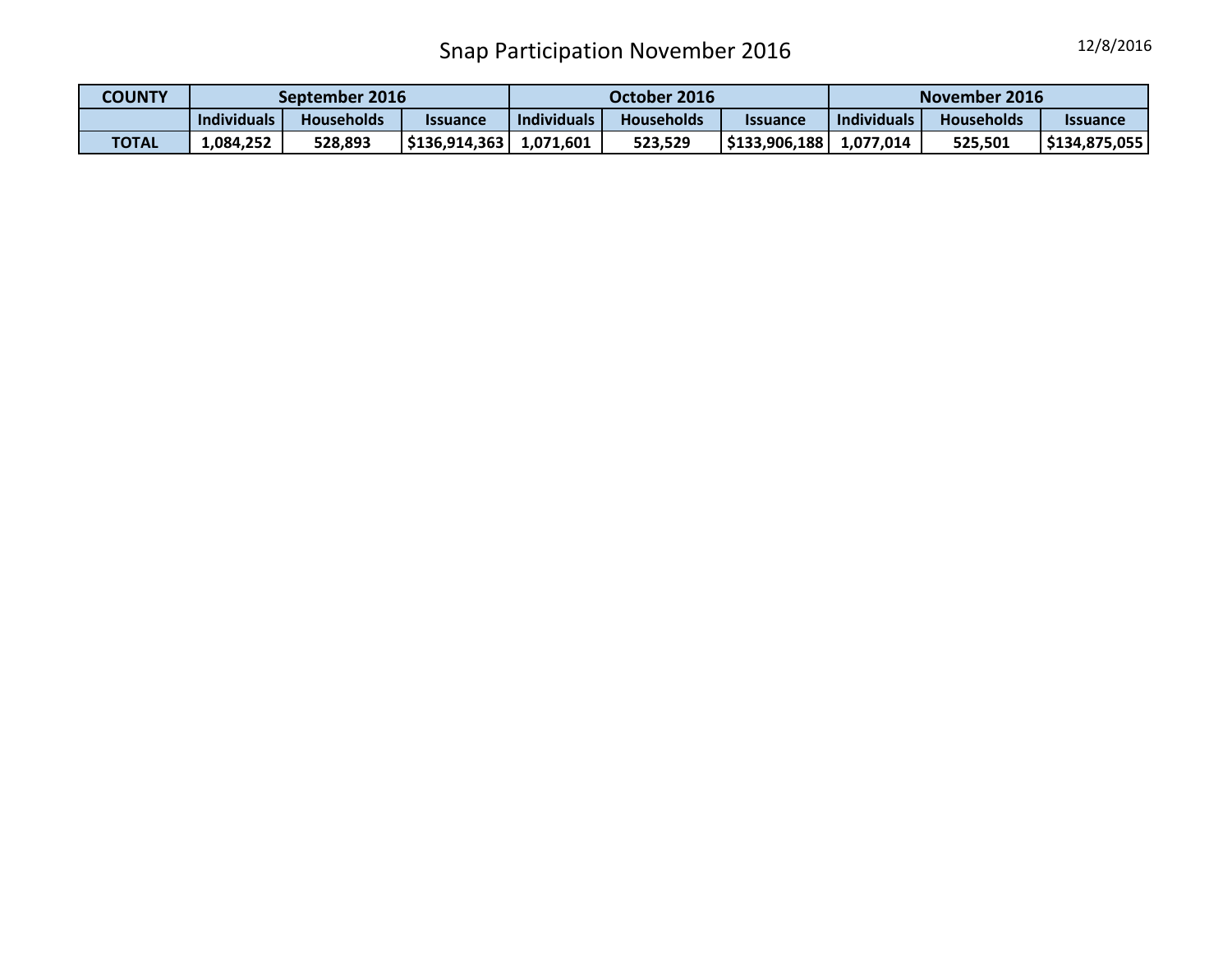# Snap Participation November 2016

12/8/2016

| COUNTY | September 2016 | | | October 2016 | | | November 2016 | | |
|---|---|---|---|---|---|---|---|---|---|
| | Individuals | Households | Issuance | Individuals | Households | Issuance | Individuals | Households | Issuance |
| TOTAL | 1,084,252 | 528,893 | $136,914,363 | 1,071,601 | 523,529 | $133,906,188 | 1,077,014 | 525,501 | $134,875,055 |